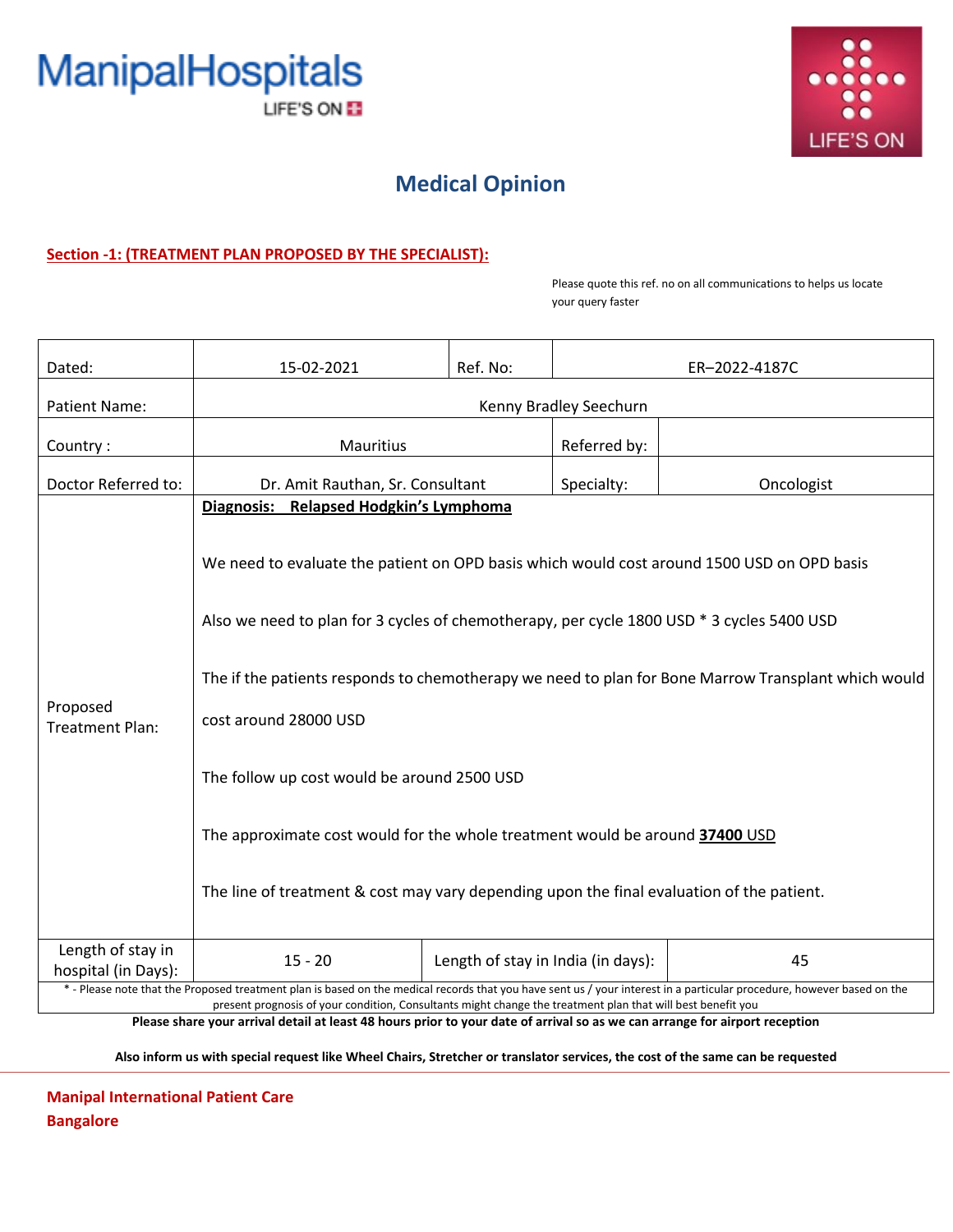ManipalHospitals
LIFE'S ON

# Medical Opinion

**Section -1: (TREATMENT PLAN PROPOSED BY THE SPECIALIST):**

Please quote this ref. no on all communications to helps us locate your query faster

| Dated: | 15-02-2021 | Ref. No: | ER–2022-4187C |
|---|---|---|---|
| Patient Name: | Kenny Bradley Seechurn | | |
| Country : | Mauritius | Referred by: | |
| Doctor Referred to: | Dr. Amit Rauthan, Sr. Consultant | Specialty: | Oncologist |
| Proposed Treatment Plan: | **Diagnosis: Relapsed Hodgkin's Lymphoma**<br><br>We need to evaluate the patient on OPD basis which would cost around 1500 USD on OPD basis<br><br>Also we need to plan for 3 cycles of chemotherapy, per cycle 1800 USD * 3 cycles 5400 USD<br><br>The if the patients responds to chemotherapy we need to plan for Bone Marrow Transplant which would cost around 28000 USD<br><br>The follow up cost would be around 2500 USD<br><br>The approximate cost would for the whole treatment would be around **37400** USD<br><br>The line of treatment & cost may vary depending upon the final evaluation of the patient. | | |
| Length of stay in hospital (in Days): | 15 - 20 | Length of stay in India (in days): | 45 |

* - Please note that the Proposed treatment plan is based on the medical records that you have sent us / your interest in a particular procedure, however based on the present prognosis of your condition, Consultants might change the treatment plan that will best benefit you

**Please share your arrival detail at least 48 hours prior to your date of arrival so as we can arrange for airport reception**

**Also inform us with special request like Wheel Chairs, Stretcher or translator services, the cost of the same can be requested**

**Manipal International Patient Care**
**Bangalore**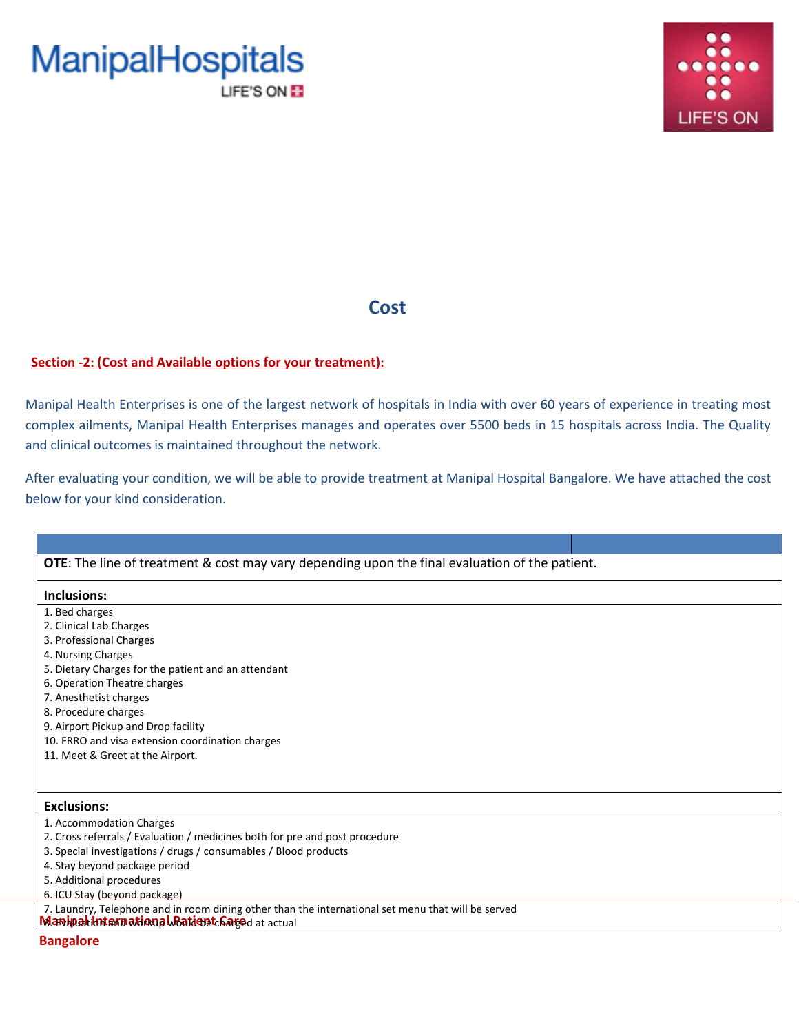# Cost

**Section -2: (Cost and Available options for your treatment):**

Manipal Health Enterprises is one of the largest network of hospitals in India with over 60 years of experience in treating most complex ailments, Manipal Health Enterprises manages and operates over 5500 beds in 15 hospitals across India. The Quality and clinical outcomes is maintained throughout the network.

After evaluating your condition, we will be able to provide treatment at Manipal Hospital Bangalore. We have attached the cost below for your kind consideration.

| | |
|---|---|
| **OTE**: The line of treatment & cost may vary depending upon the final evaluation of the patient. | |
| **Inclusions:** | |
| 1. Bed charges<br>2. Clinical Lab Charges<br>3. Professional Charges<br>4. Nursing Charges<br>5. Dietary Charges for the patient and an attendant<br>6. Operation Theatre charges<br>7. Anesthetist charges<br>8. Procedure charges<br>9. Airport Pickup and Drop facility<br>10. FRRO and visa extension coordination charges<br>11. Meet & Greet at the Airport. | |
| **Exclusions:** | |
| 1. Accommodation Charges<br>2. Cross referrals / Evaluation / medicines both for pre and post procedure<br>3. Special investigations / drugs / consumables / Blood products<br>4. Stay beyond package period<br>5. Additional procedures<br>6. ICU Stay (beyond package)<br>7. Laundry, Telephone and in room dining other than the international set menu that will be served<br>8. Evaluation and workup would be charged at actual | |

**Manipal International Patient Care**
**Bangalore**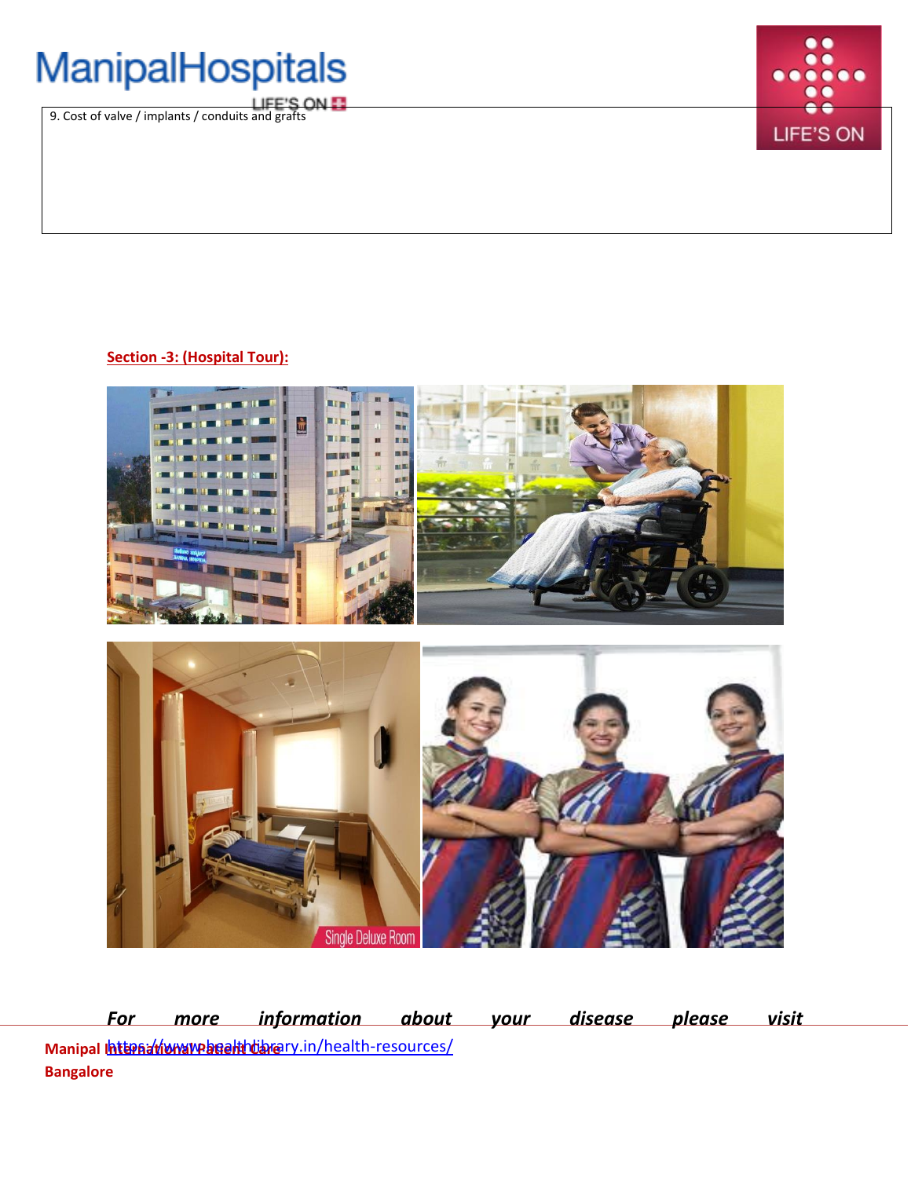9. Cost of valve / implants / conduits and grafts

**Section -3: (Hospital Tour):**

***For more information about your disease please visit*** https://www.healthlibrary.in/health-resources/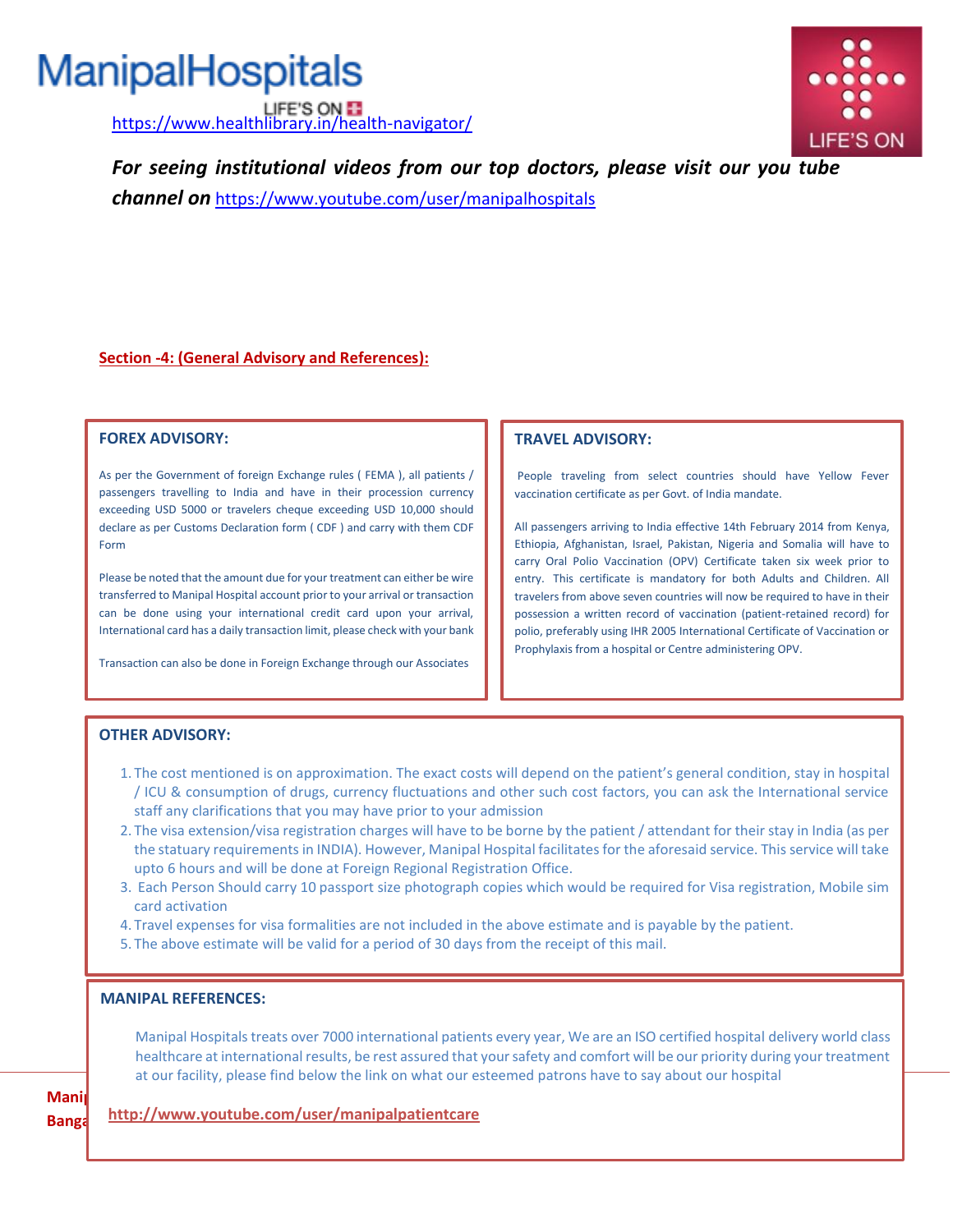https://www.healthlibrary.in/health-navigator/

***For seeing institutional videos from our top doctors, please visit our you tube channel on*** https://www.youtube.com/user/manipalhospitals

## Section -4: (General Advisory and References):

### FOREX ADVISORY:

As per the Government of foreign Exchange rules ( FEMA ), all patients / passengers travelling to India and have in their procession currency exceeding USD 5000 or travelers cheque exceeding USD 10,000 should declare as per Customs Declaration form ( CDF ) and carry with them CDF Form

Please be noted that the amount due for your treatment can either be wire transferred to Manipal Hospital account prior to your arrival or transaction can be done using your international credit card upon your arrival, International card has a daily transaction limit, please check with your bank

Transaction can also be done in Foreign Exchange through our Associates

### TRAVEL ADVISORY:

People traveling from select countries should have Yellow Fever vaccination certificate as per Govt. of India mandate.

All passengers arriving to India effective 14th February 2014 from Kenya, Ethiopia, Afghanistan, Israel, Pakistan, Nigeria and Somalia will have to carry Oral Polio Vaccination (OPV) Certificate taken six week prior to entry. This certificate is mandatory for both Adults and Children. All travelers from above seven countries will now be required to have in their possession a written record of vaccination (patient-retained record) for polio, preferably using IHR 2005 International Certificate of Vaccination or Prophylaxis from a hospital or Centre administering OPV.

### OTHER ADVISORY:

1. The cost mentioned is on approximation. The exact costs will depend on the patient's general condition, stay in hospital / ICU & consumption of drugs, currency fluctuations and other such cost factors, you can ask the International service staff any clarifications that you may have prior to your admission
2. The visa extension/visa registration charges will have to be borne by the patient / attendant for their stay in India (as per the statuary requirements in INDIA). However, Manipal Hospital facilitates for the aforesaid service. This service will take upto 6 hours and will be done at Foreign Regional Registration Office.
3. Each Person Should carry 10 passport size photograph copies which would be required for Visa registration, Mobile sim card activation
4. Travel expenses for visa formalities are not included in the above estimate and is payable by the patient.
5. The above estimate will be valid for a period of 30 days from the receipt of this mail.

### MANIPAL REFERENCES:

Manipal Hospitals treats over 7000 international patients every year, We are an ISO certified hospital delivery world class healthcare at international results, be rest assured that your safety and comfort will be our priority during your treatment at our facility, please find below the link on what our esteemed patrons have to say about our hospital

**http://www.youtube.com/user/manipalpatientcare**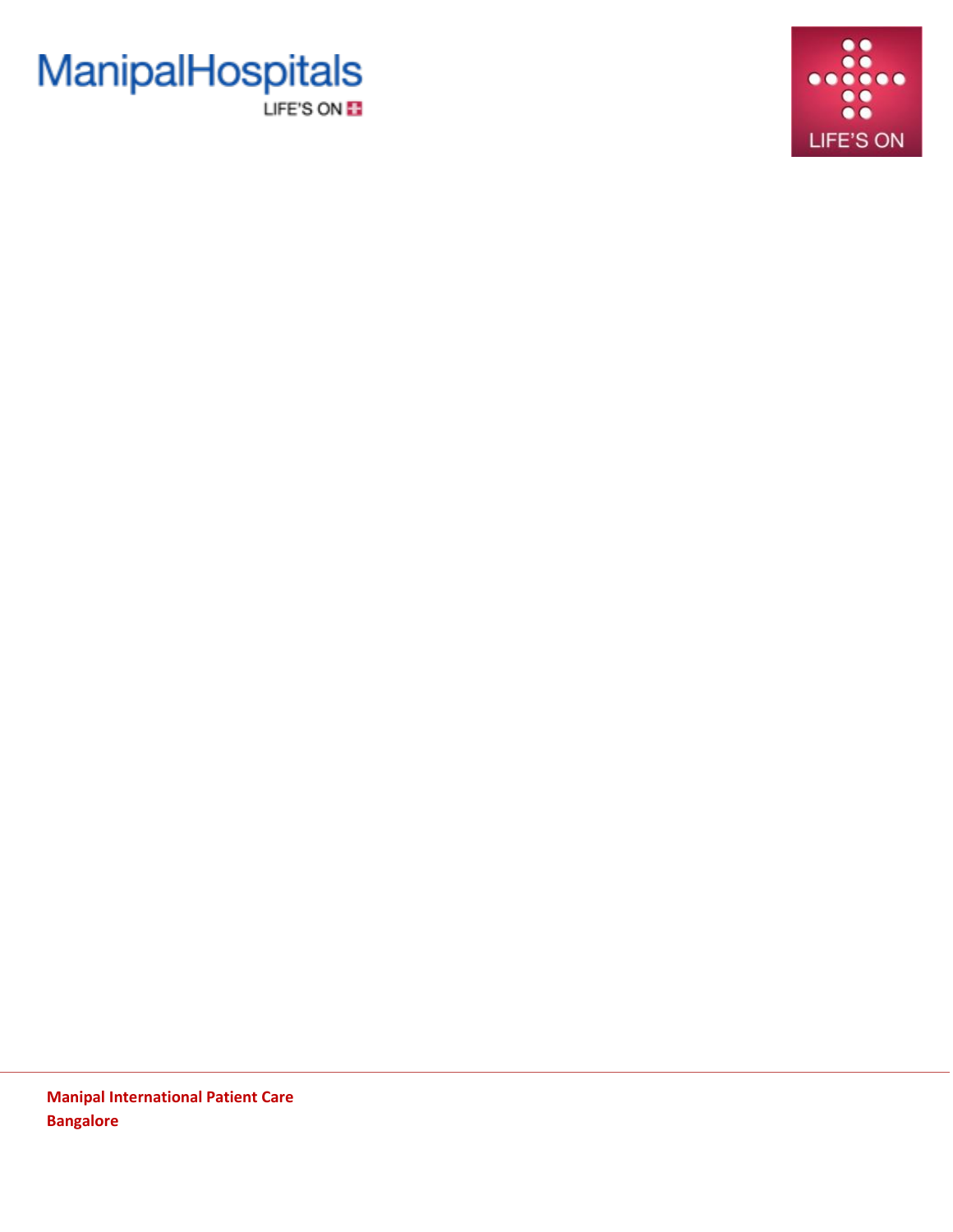Manipal International Patient Care

Bangalore